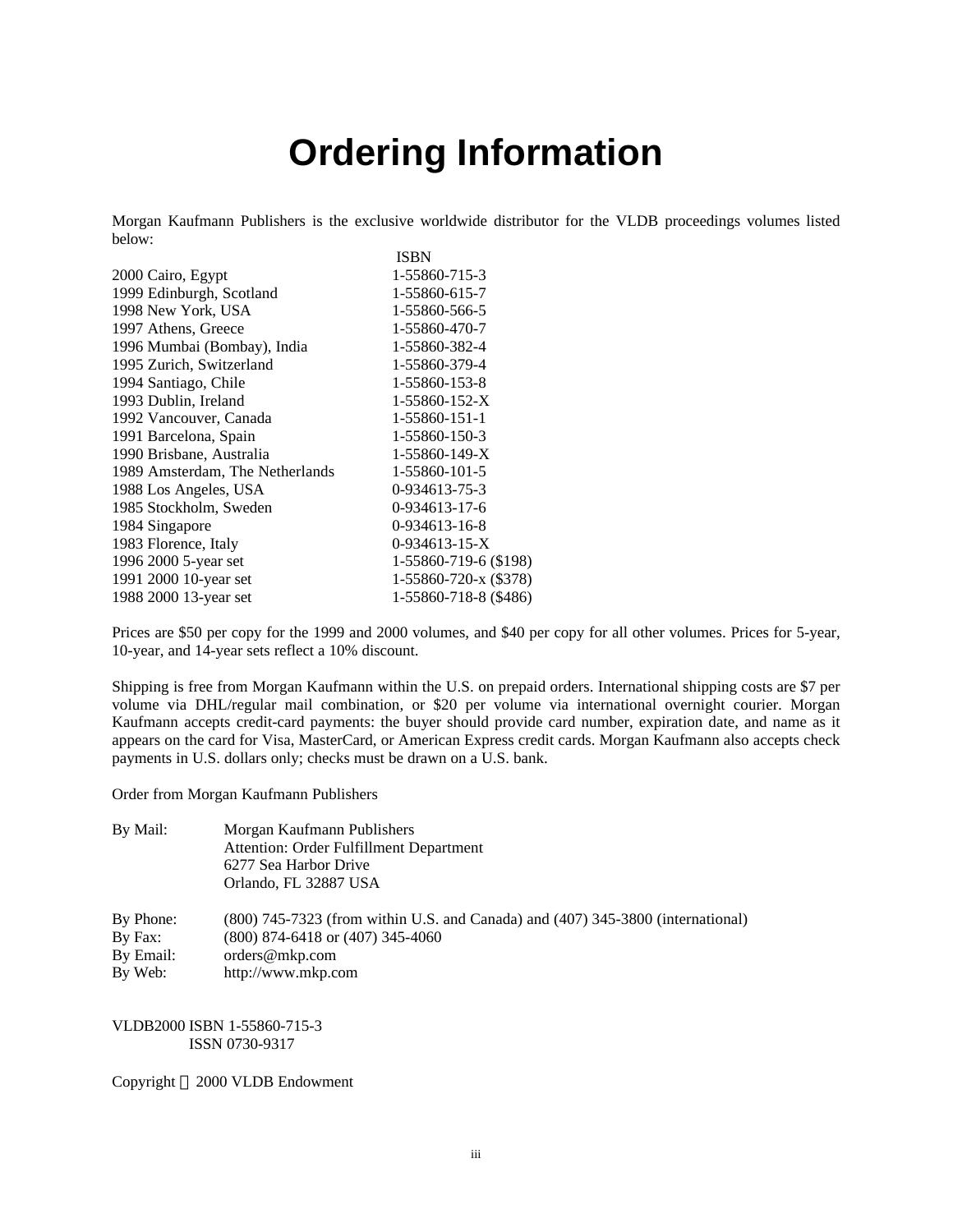# Ordering Information

Morgan Kaufmann Publishers is the exclusive worldwide distributor for the VLDB proceedings volumes listed below:

| | ISBN |
|---|---|
| 2000 Cairo, Egypt | 1-55860-715-3 |
| 1999 Edinburgh, Scotland | 1-55860-615-7 |
| 1998 New York, USA | 1-55860-566-5 |
| 1997 Athens, Greece | 1-55860-470-7 |
| 1996 Mumbai (Bombay), India | 1-55860-382-4 |
| 1995 Zurich, Switzerland | 1-55860-379-4 |
| 1994 Santiago, Chile | 1-55860-153-8 |
| 1993 Dublin, Ireland | 1-55860-152-X |
| 1992 Vancouver, Canada | 1-55860-151-1 |
| 1991 Barcelona, Spain | 1-55860-150-3 |
| 1990 Brisbane, Australia | 1-55860-149-X |
| 1989 Amsterdam, The Netherlands | 1-55860-101-5 |
| 1988 Los Angeles, USA | 0-934613-75-3 |
| 1985 Stockholm, Sweden | 0-934613-17-6 |
| 1984 Singapore | 0-934613-16-8 |
| 1983 Florence, Italy | 0-934613-15-X |
| 1996 2000 5-year set | 1-55860-719-6 ($198) |
| 1991 2000 10-year set | 1-55860-720-x ($378) |
| 1988 2000 13-year set | 1-55860-718-8 ($486) |

Prices are $50 per copy for the 1999 and 2000 volumes, and $40 per copy for all other volumes. Prices for 5-year, 10-year, and 14-year sets reflect a 10% discount.

Shipping is free from Morgan Kaufmann within the U.S. on prepaid orders. International shipping costs are $7 per volume via DHL/regular mail combination, or $20 per volume via international overnight courier. Morgan Kaufmann accepts credit-card payments: the buyer should provide card number, expiration date, and name as it appears on the card for Visa, MasterCard, or American Express credit cards. Morgan Kaufmann also accepts check payments in U.S. dollars only; checks must be drawn on a U.S. bank.

Order from Morgan Kaufmann Publishers

By Mail: Morgan Kaufmann Publishers
Attention: Order Fulfillment Department
6277 Sea Harbor Drive
Orlando, FL 32887 USA

By Phone: (800) 745-7323 (from within U.S. and Canada) and (407) 345-3800 (international)
By Fax: (800) 874-6418 or (407) 345-4060
By Email: orders@mkp.com
By Web: http://www.mkp.com

VLDB2000 ISBN 1-55860-715-3
ISSN 0730-9317

Copyright © 2000 VLDB Endowment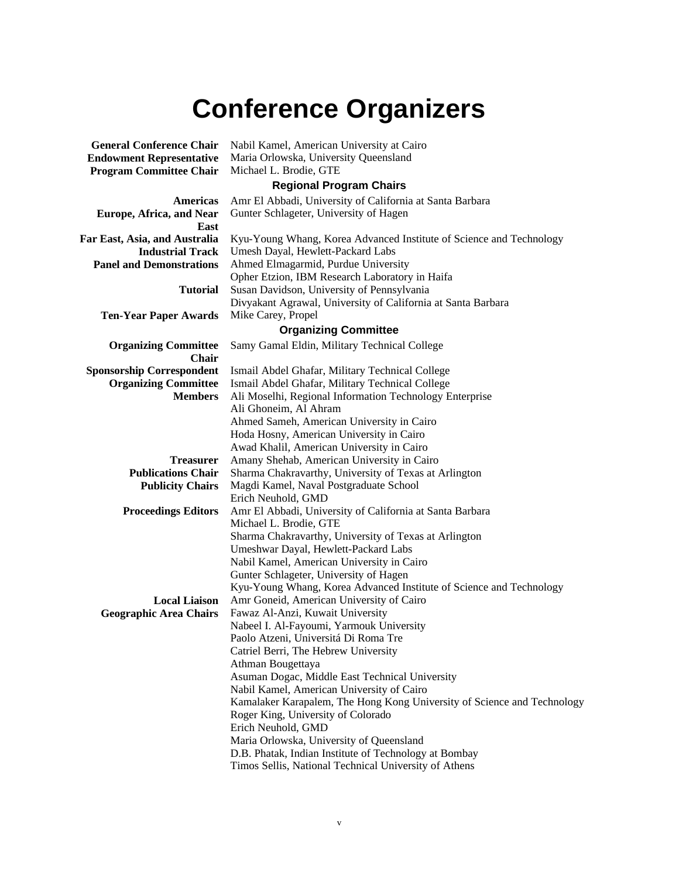# Conference Organizers

| | |
|---|---|
| **General Conference Chair** | Nabil Kamel, American University at Cairo |
| **Endowment Representative** | Maria Orlowska, University Queensland |
| **Program Committee Chair** | Michael L. Brodie, GTE |

### Regional Program Chairs

| | |
|---|---|
| **Americas** | Amr El Abbadi, University of California at Santa Barbara |
| **Europe, Africa, and Near East** | Gunter Schlageter, University of Hagen |
| **Far East, Asia, and Australia** | Kyu-Young Whang, Korea Advanced Institute of Science and Technology |
| **Industrial Track** | Umesh Dayal, Hewlett-Packard Labs |
| **Panel and Demonstrations** | Ahmed Elmagarmid, Purdue University |
| | Opher Etzion, IBM Research Laboratory in Haifa |
| **Tutorial** | Susan Davidson, University of Pennsylvania |
| | Divyakant Agrawal, University of California at Santa Barbara |
| **Ten-Year Paper Awards** | Mike Carey, Propel |

### Organizing Committee

| | |
|---|---|
| **Organizing Committee Chair** | Samy Gamal Eldin, Military Technical College |
| **Sponsorship Correspondent** | Ismail Abdel Ghafar, Military Technical College |
| **Organizing Committee Members** | Ismail Abdel Ghafar, Military Technical College |
| | Ali Moselhi, Regional Information Technology Enterprise |
| | Ali Ghoneim, Al Ahram |
| | Ahmed Sameh, American University in Cairo |
| | Hoda Hosny, American University in Cairo |
| | Awad Khalil, American University in Cairo |
| **Treasurer** | Amany Shehab, American University in Cairo |
| **Publications Chair** | Sharma Chakravarthy, University of Texas at Arlington |
| **Publicity Chairs** | Magdi Kamel, Naval Postgraduate School |
| | Erich Neuhold, GMD |
| **Proceedings Editors** | Amr El Abbadi, University of California at Santa Barbara |
| | Michael L. Brodie, GTE |
| | Sharma Chakravarthy, University of Texas at Arlington |
| | Umeshwar Dayal, Hewlett-Packard Labs |
| | Nabil Kamel, American University in Cairo |
| | Gunter Schlageter, University of Hagen |
| | Kyu-Young Whang, Korea Advanced Institute of Science and Technology |
| **Local Liaison** | Amr Goneid, American University of Cairo |
| **Geographic Area Chairs** | Fawaz Al-Anzi, Kuwait University |
| | Nabeel I. Al-Fayoumi, Yarmouk University |
| | Paolo Atzeni, Universitá Di Roma Tre |
| | Catriel Berri, The Hebrew University |
| | Athman Bougettaya |
| | Asuman Dogac, Middle East Technical University |
| | Nabil Kamel, American University of Cairo |
| | Kamalaker Karapalem, The Hong Kong University of Science and Technology |
| | Roger King, University of Colorado |
| | Erich Neuhold, GMD |
| | Maria Orlowska, University of Queensland |
| | D.B. Phatak, Indian Institute of Technology at Bombay |
| | Timos Sellis, National Technical University of Athens |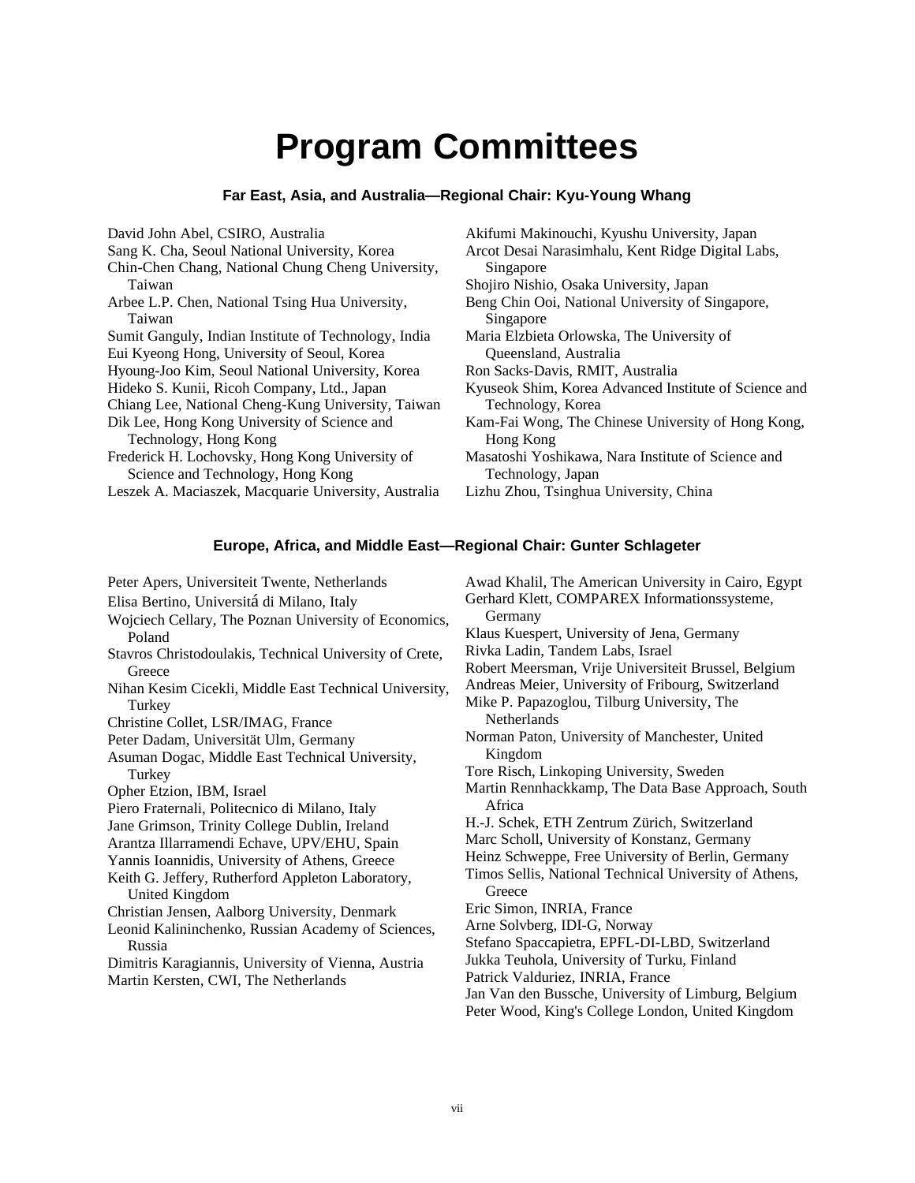# Program Committees

### Far East, Asia, and Australia—Regional Chair: Kyu-Young Whang

David John Abel, CSIRO, Australia
Sang K. Cha, Seoul National University, Korea
Chin-Chen Chang, National Chung Cheng University, Taiwan
Arbee L.P. Chen, National Tsing Hua University, Taiwan
Sumit Ganguly, Indian Institute of Technology, India
Eui Kyeong Hong, University of Seoul, Korea
Hyoung-Joo Kim, Seoul National University, Korea
Hideko S. Kunii, Ricoh Company, Ltd., Japan
Chiang Lee, National Cheng-Kung University, Taiwan
Dik Lee, Hong Kong University of Science and Technology, Hong Kong
Frederick H. Lochovsky, Hong Kong University of Science and Technology, Hong Kong
Leszek A. Maciaszek, Macquarie University, Australia
Akifumi Makinouchi, Kyushu University, Japan
Arcot Desai Narasimhalu, Kent Ridge Digital Labs, Singapore
Shojiro Nishio, Osaka University, Japan
Beng Chin Ooi, National University of Singapore, Singapore
Maria Elzbieta Orlowska, The University of Queensland, Australia
Ron Sacks-Davis, RMIT, Australia
Kyuseok Shim, Korea Advanced Institute of Science and Technology, Korea
Kam-Fai Wong, The Chinese University of Hong Kong, Hong Kong
Masatoshi Yoshikawa, Nara Institute of Science and Technology, Japan
Lizhu Zhou, Tsinghua University, China

### Europe, Africa, and Middle East—Regional Chair: Gunter Schlageter

Peter Apers, Universiteit Twente, Netherlands
Elisa Bertino, Universitá di Milano, Italy
Wojciech Cellary, The Poznan University of Economics, Poland
Stavros Christodoulakis, Technical University of Crete, Greece
Nihan Kesim Cicekli, Middle East Technical University, Turkey
Christine Collet, LSR/IMAG, France
Peter Dadam, Universität Ulm, Germany
Asuman Dogac, Middle East Technical University, Turkey
Opher Etzion, IBM, Israel
Piero Fraternali, Politecnico di Milano, Italy
Jane Grimson, Trinity College Dublin, Ireland
Arantza Illarramendi Echave, UPV/EHU, Spain
Yannis Ioannidis, University of Athens, Greece
Keith G. Jeffery, Rutherford Appleton Laboratory, United Kingdom
Christian Jensen, Aalborg University, Denmark
Leonid Kalininchenko, Russian Academy of Sciences, Russia
Dimitris Karagiannis, University of Vienna, Austria
Martin Kersten, CWI, The Netherlands
Awad Khalil, The American University in Cairo, Egypt
Gerhard Klett, COMPAREX Informationssysteme, Germany
Klaus Kuespert, University of Jena, Germany
Rivka Ladin, Tandem Labs, Israel
Robert Meersman, Vrije Universiteit Brussel, Belgium
Andreas Meier, University of Fribourg, Switzerland
Mike P. Papazoglou, Tilburg University, The Netherlands
Norman Paton, University of Manchester, United Kingdom
Tore Risch, Linkoping University, Sweden
Martin Rennhackkamp, The Data Base Approach, South Africa
H.-J. Schek, ETH Zentrum Zürich, Switzerland
Marc Scholl, University of Konstanz, Germany
Heinz Schweppe, Free University of Berlin, Germany
Timos Sellis, National Technical University of Athens, Greece
Eric Simon, INRIA, France
Arne Solvberg, IDI-G, Norway
Stefano Spaccapietra, EPFL-DI-LBD, Switzerland
Jukka Teuhola, University of Turku, Finland
Patrick Valduriez, INRIA, France
Jan Van den Bussche, University of Limburg, Belgium
Peter Wood, King's College London, United Kingdom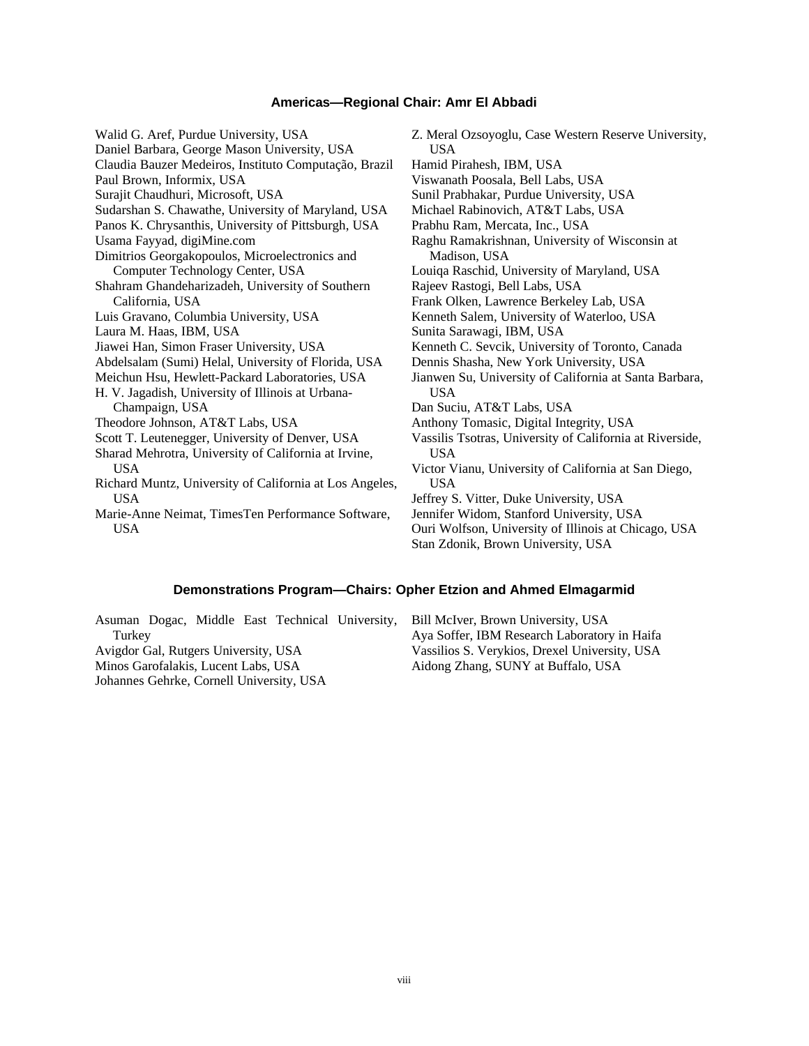### Americas—Regional Chair: Amr El Abbadi

Walid G. Aref, Purdue University, USA
Daniel Barbara, George Mason University, USA
Claudia Bauzer Medeiros, Instituto Computação, Brazil
Paul Brown, Informix, USA
Surajit Chaudhuri, Microsoft, USA
Sudarshan S. Chawathe, University of Maryland, USA
Panos K. Chrysanthis, University of Pittsburgh, USA
Usama Fayyad, digiMine.com
Dimitrios Georgakopoulos, Microelectronics and Computer Technology Center, USA
Shahram Ghandeharizadeh, University of Southern California, USA
Luis Gravano, Columbia University, USA
Laura M. Haas, IBM, USA
Jiawei Han, Simon Fraser University, USA
Abdelsalam (Sumi) Helal, University of Florida, USA
Meichun Hsu, Hewlett-Packard Laboratories, USA
H. V. Jagadish, University of Illinois at Urbana-Champaign, USA
Theodore Johnson, AT&T Labs, USA
Scott T. Leutenegger, University of Denver, USA
Sharad Mehrotra, University of California at Irvine, USA
Richard Muntz, University of California at Los Angeles, USA
Marie-Anne Neimat, TimesTen Performance Software, USA
Z. Meral Ozsoyoglu, Case Western Reserve University, USA
Hamid Pirahesh, IBM, USA
Viswanath Poosala, Bell Labs, USA
Sunil Prabhakar, Purdue University, USA
Michael Rabinovich, AT&T Labs, USA
Prabhu Ram, Mercata, Inc., USA
Raghu Ramakrishnan, University of Wisconsin at Madison, USA
Louiqa Raschid, University of Maryland, USA
Rajeev Rastogi, Bell Labs, USA
Frank Olken, Lawrence Berkeley Lab, USA
Kenneth Salem, University of Waterloo, USA
Sunita Sarawagi, IBM, USA
Kenneth C. Sevcik, University of Toronto, Canada
Dennis Shasha, New York University, USA
Jianwen Su, University of California at Santa Barbara, USA
Dan Suciu, AT&T Labs, USA
Anthony Tomasic, Digital Integrity, USA
Vassilis Tsotras, University of California at Riverside, USA
Victor Vianu, University of California at San Diego, USA
Jeffrey S. Vitter, Duke University, USA
Jennifer Widom, Stanford University, USA
Ouri Wolfson, University of Illinois at Chicago, USA
Stan Zdonik, Brown University, USA

### Demonstrations Program—Chairs: Opher Etzion and Ahmed Elmagarmid

Asuman Dogac, Middle East Technical University, Turkey
Avigdor Gal, Rutgers University, USA
Minos Garofalakis, Lucent Labs, USA
Johannes Gehrke, Cornell University, USA
Bill McIver, Brown University, USA
Aya Soffer, IBM Research Laboratory in Haifa
Vassilios S. Verykios, Drexel University, USA
Aidong Zhang, SUNY at Buffalo, USA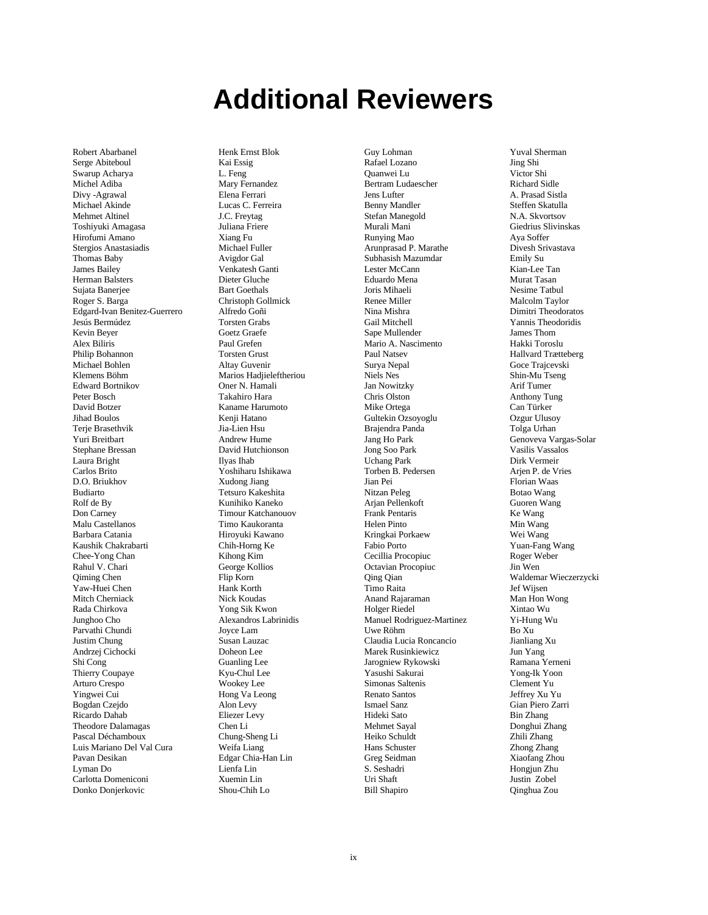# Additional Reviewers

Robert Abarbanel
Serge Abiteboul
Swarup Acharya
Michel Adiba
Divy -Agrawal
Michael Akinde
Mehmet Altinel
Toshiyuki Amagasa
Hirofumi Amano
Stergios Anastasiadis
Thomas Baby
James Bailey
Herman Balsters
Sujata Banerjee
Roger S. Barga
Edgard-Ivan Benitez-Guerrero
Jesús Bermúdez
Kevin Beyer
Alex Biliris
Philip Bohannon
Michael Bohlen
Klemens Böhm
Edward Bortnikov
Peter Bosch
David Botzer
Jihad Boulos
Terje Brasethvik
Yuri Breitbart
Stephane Bressan
Laura Bright
Carlos Brito
D.O. Briukhov
Budiarto
Rolf de By
Don Carney
Malu Castellanos
Barbara Catania
Kaushik Chakrabarti
Chee-Yong Chan
Rahul V. Chari
Qiming Chen
Yaw-Huei Chen
Mitch Cherniack
Rada Chirkova
Junghoo Cho
Parvathi Chundi
Justim Chung
Andrzej Cichocki
Shi Cong
Thierry Coupaye
Arturo Crespo
Yingwei Cui
Bogdan Czejdo
Ricardo Dahab
Theodore Dalamagas
Pascal Déchamboux
Luis Mariano Del Val Cura
Pavan Desikan
Lyman Do
Carlotta Domeniconi
Donko Donjerkovic
Henk Ernst Blok
Kai Essig
L. Feng
Mary Fernandez
Elena Ferrari
Lucas C. Ferreira
J.C. Freytag
Juliana Friere
Xiang Fu
Michael Fuller
Avigdor Gal
Venkatesh Ganti
Dieter Gluche
Bart Goethals
Christoph Gollmick
Alfredo Goñi
Torsten Grabs
Goetz Graefe
Paul Grefen
Torsten Grust
Altay Guvenir
Marios Hadjieleftheriou
Oner N. Hamali
Takahiro Hara
Kaname Harumoto
Kenji Hatano
Jia-Lien Hsu
Andrew Hume
David Hutchionson
Ilyas Ihab
Yoshiharu Ishikawa
Xudong Jiang
Tetsuro Kakeshita
Kunihiko Kaneko
Timour Katchanouov
Timo Kaukoranta
Hiroyuki Kawano
Chih-Horng Ke
Kihong Kim
George Kollios
Flip Korn
Hank Korth
Nick Koudas
Yong Sik Kwon
Alexandros Labrinidis
Joyce Lam
Susan Lauzac
Doheon Lee
Guanling Lee
Kyu-Chul Lee
Wookey Lee
Hong Va Leong
Alon Levy
Eliezer Levy
Chen Li
Chung-Sheng Li
Weifa Liang
Edgar Chia-Han Lin
Lienfa Lin
Xuemin Lin
Shou-Chih Lo
Guy Lohman
Rafael Lozano
Quanwei Lu
Bertram Ludaescher
Jens Lufter
Benny Mandler
Stefan Manegold
Murali Mani
Runying Mao
Arunprasad P. Marathe
Subhasish Mazumdar
Lester McCann
Eduardo Mena
Joris Mihaeli
Renee Miller
Nina Mishra
Gail Mitchell
Sape Mullender
Mario A. Nascimento
Paul Natsev
Surya Nepal
Niels Nes
Jan Nowitzky
Chris Olston
Mike Ortega
Gultekin Ozsoyoglu
Brajendra Panda
Jang Ho Park
Jong Soo Park
Uchang Park
Torben B. Pedersen
Jian Pei
Nitzan Peleg
Arjan Pellenkoft
Frank Pentaris
Helen Pinto
Kringkai Porkaew
Fabio Porto
Cecillia Procopiuc
Octavian Procopiuc
Qing Qian
Timo Raita
Anand Rajaraman
Holger Riedel
Manuel Rodriguez-Martinez
Uwe Röhm
Claudia Lucia Roncancio
Marek Rusinkiewicz
Jarogniew Rykowski
Yasushi Sakurai
Simonas Saltenis
Renato Santos
Ismael Sanz
Hideki Sato
Mehmet Sayal
Heiko Schuldt
Hans Schuster
Greg Seidman
S. Seshadri
Uri Shaft
Bill Shapiro
Yuval Sherman
Jing Shi
Victor Shi
Richard Sidle
A. Prasad Sistla
Steffen Skatulla
N.A. Skvortsov
Giedrius Slivinskas
Aya Soffer
Divesh Srivastava
Emily Su
Kian-Lee Tan
Murat Tasan
Nesime Tatbul
Malcolm Taylor
Dimitri Theodoratos
Yannis Theodoridis
James Thom
Hakki Toroslu
Hallvard Trætteberg
Goce Trajcevski
Shin-Mu Tseng
Arif Tumer
Anthony Tung
Can Türker
Ozgur Ulusoy
Tolga Urhan
Genoveva Vargas-Solar
Vasilis Vassalos
Dirk Vermeir
Arjen P. de Vries
Florian Waas
Botao Wang
Guoren Wang
Ke Wang
Min Wang
Wei Wang
Yuan-Fang Wang
Roger Weber
Jin Wen
Waldemar Wieczerzycki
Jef Wijsen
Man Hon Wong
Xintao Wu
Yi-Hung Wu
Bo Xu
Jianliang Xu
Jun Yang
Ramana Yerneni
Yong-Ik Yoon
Clement Yu
Jeffrey Xu Yu
Gian Piero Zarri
Bin Zhang
Donghui Zhang
Zhili Zhang
Zhong Zhang
Xiaofang Zhou
Hongjun Zhu
Justin Zobel
Qinghua Zou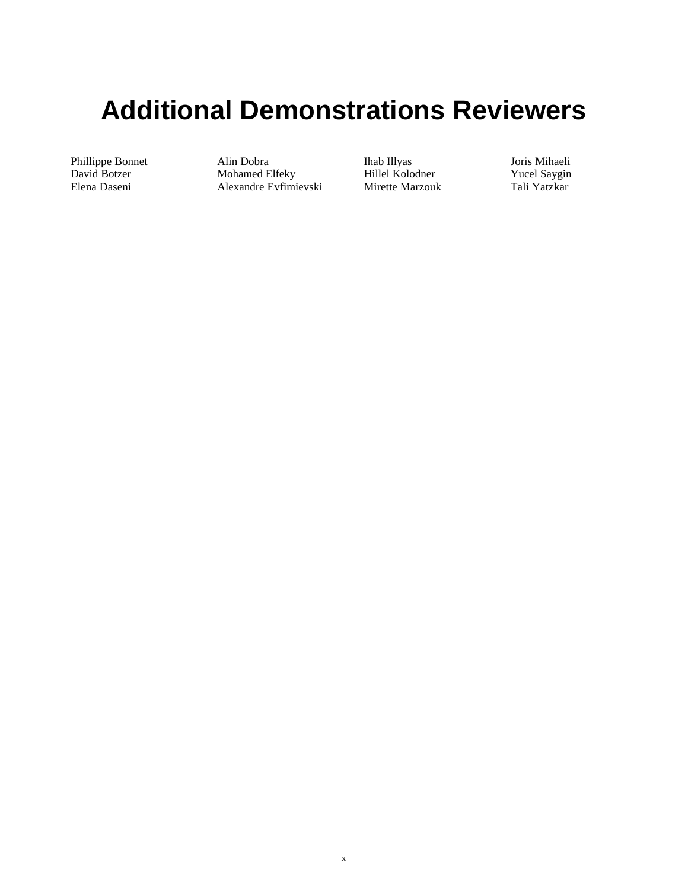# Additional Demonstrations Reviewers

Phillippe Bonnet
David Botzer
Elena Daseni
Alin Dobra
Mohamed Elfeky
Alexandre Evfimievski
Ihab Illyas
Hillel Kolodner
Mirette Marzouk
Joris Mihaeli
Yucel Saygin
Tali Yatzkar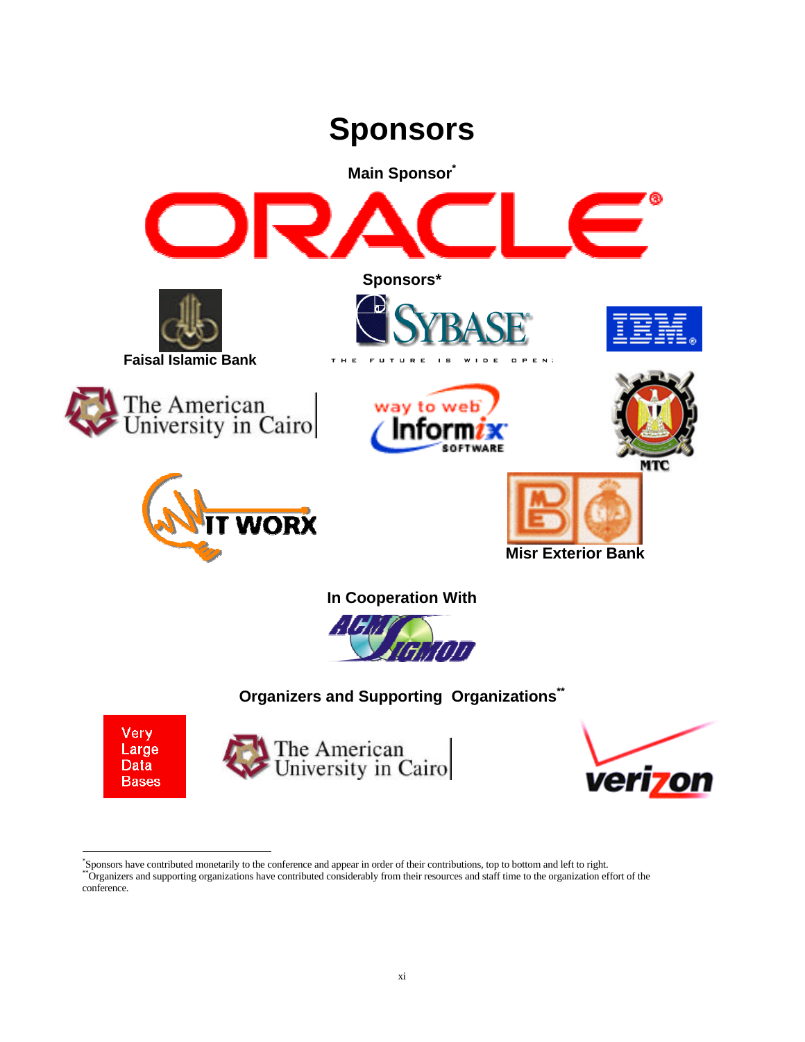# Sponsors

**Main Sponsor***

ORACLE

**Sponsors***

Faisal Islamic Bank

SYBASE

THE FUTURE IS WIDE OPEN.

IBM

The American University in Cairo

way to web Informix SOFTWARE

MTC

IT WORX

Misr Exterior Bank

**In Cooperation With**

ACM SIGMOD

**Organizers and Supporting Organizations****

Very Large Data Bases

The American University in Cairo

verizon

---

*Sponsors have contributed monetarily to the conference and appear in order of their contributions, top to bottom and left to right.

**Organizers and supporting organizations have contributed considerably from their resources and staff time to the organization effort of the conference.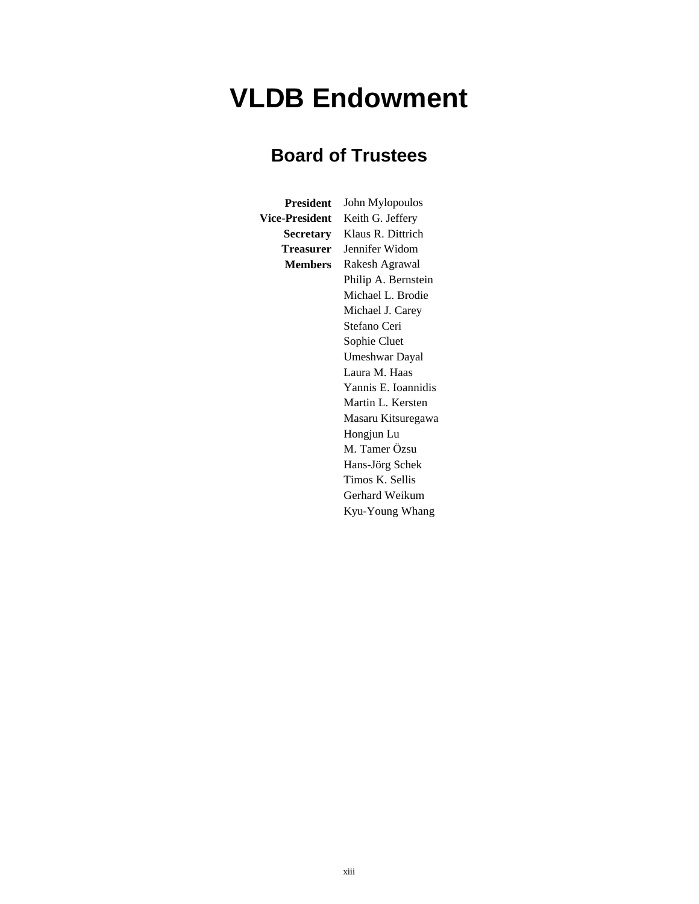# VLDB Endowment

## Board of Trustees

| | |
|---|---|
| **President** | John Mylopoulos |
| **Vice-President** | Keith G. Jeffery |
| **Secretary** | Klaus R. Dittrich |
| **Treasurer** | Jennifer Widom |
| **Members** | Rakesh Agrawal |
| | Philip A. Bernstein |
| | Michael L. Brodie |
| | Michael J. Carey |
| | Stefano Ceri |
| | Sophie Cluet |
| | Umeshwar Dayal |
| | Laura M. Haas |
| | Yannis E. Ioannidis |
| | Martin L. Kersten |
| | Masaru Kitsuregawa |
| | Hongjun Lu |
| | M. Tamer Özsu |
| | Hans-Jörg Schek |
| | Timos K. Sellis |
| | Gerhard Weikum |
| | Kyu-Young Whang |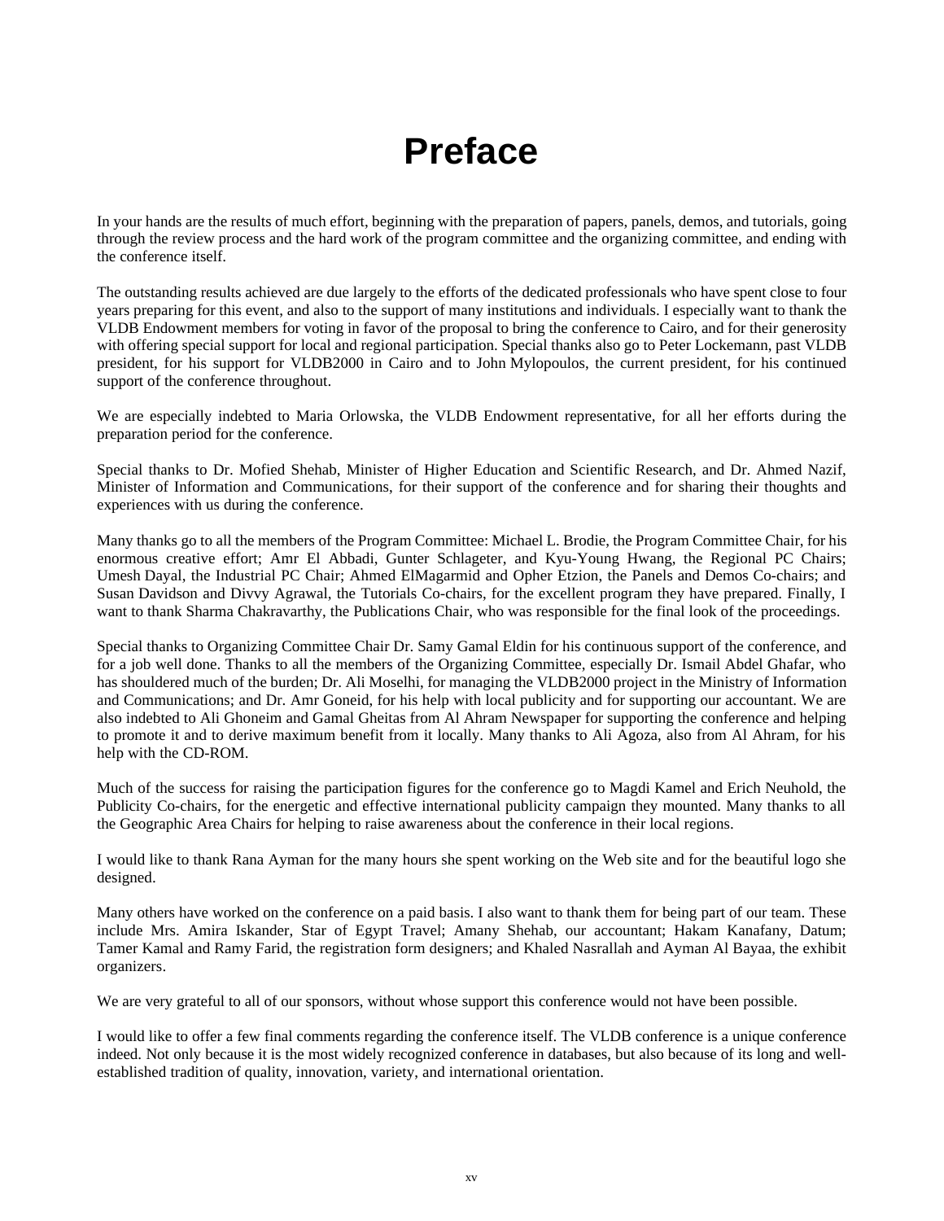# Preface

In your hands are the results of much effort, beginning with the preparation of papers, panels, demos, and tutorials, going through the review process and the hard work of the program committee and the organizing committee, and ending with the conference itself.

The outstanding results achieved are due largely to the efforts of the dedicated professionals who have spent close to four years preparing for this event, and also to the support of many institutions and individuals. I especially want to thank the VLDB Endowment members for voting in favor of the proposal to bring the conference to Cairo, and for their generosity with offering special support for local and regional participation. Special thanks also go to Peter Lockemann, past VLDB president, for his support for VLDB2000 in Cairo and to John Mylopoulos, the current president, for his continued support of the conference throughout.

We are especially indebted to Maria Orlowska, the VLDB Endowment representative, for all her efforts during the preparation period for the conference.

Special thanks to Dr. Mofied Shehab, Minister of Higher Education and Scientific Research, and Dr. Ahmed Nazif, Minister of Information and Communications, for their support of the conference and for sharing their thoughts and experiences with us during the conference.

Many thanks go to all the members of the Program Committee: Michael L. Brodie, the Program Committee Chair, for his enormous creative effort; Amr El Abbadi, Gunter Schlageter, and Kyu-Young Hwang, the Regional PC Chairs; Umesh Dayal, the Industrial PC Chair; Ahmed ElMagarmid and Opher Etzion, the Panels and Demos Co-chairs; and Susan Davidson and Divvy Agrawal, the Tutorials Co-chairs, for the excellent program they have prepared. Finally, I want to thank Sharma Chakravarthy, the Publications Chair, who was responsible for the final look of the proceedings.

Special thanks to Organizing Committee Chair Dr. Samy Gamal Eldin for his continuous support of the conference, and for a job well done. Thanks to all the members of the Organizing Committee, especially Dr. Ismail Abdel Ghafar, who has shouldered much of the burden; Dr. Ali Moselhi, for managing the VLDB2000 project in the Ministry of Information and Communications; and Dr. Amr Goneid, for his help with local publicity and for supporting our accountant. We are also indebted to Ali Ghoneim and Gamal Gheitas from Al Ahram Newspaper for supporting the conference and helping to promote it and to derive maximum benefit from it locally. Many thanks to Ali Agoza, also from Al Ahram, for his help with the CD-ROM.

Much of the success for raising the participation figures for the conference go to Magdi Kamel and Erich Neuhold, the Publicity Co-chairs, for the energetic and effective international publicity campaign they mounted. Many thanks to all the Geographic Area Chairs for helping to raise awareness about the conference in their local regions.

I would like to thank Rana Ayman for the many hours she spent working on the Web site and for the beautiful logo she designed.

Many others have worked on the conference on a paid basis. I also want to thank them for being part of our team. These include Mrs. Amira Iskander, Star of Egypt Travel; Amany Shehab, our accountant; Hakam Kanafany, Datum; Tamer Kamal and Ramy Farid, the registration form designers; and Khaled Nasrallah and Ayman Al Bayaa, the exhibit organizers.

We are very grateful to all of our sponsors, without whose support this conference would not have been possible.

I would like to offer a few final comments regarding the conference itself. The VLDB conference is a unique conference indeed. Not only because it is the most widely recognized conference in databases, but also because of its long and well-established tradition of quality, innovation, variety, and international orientation.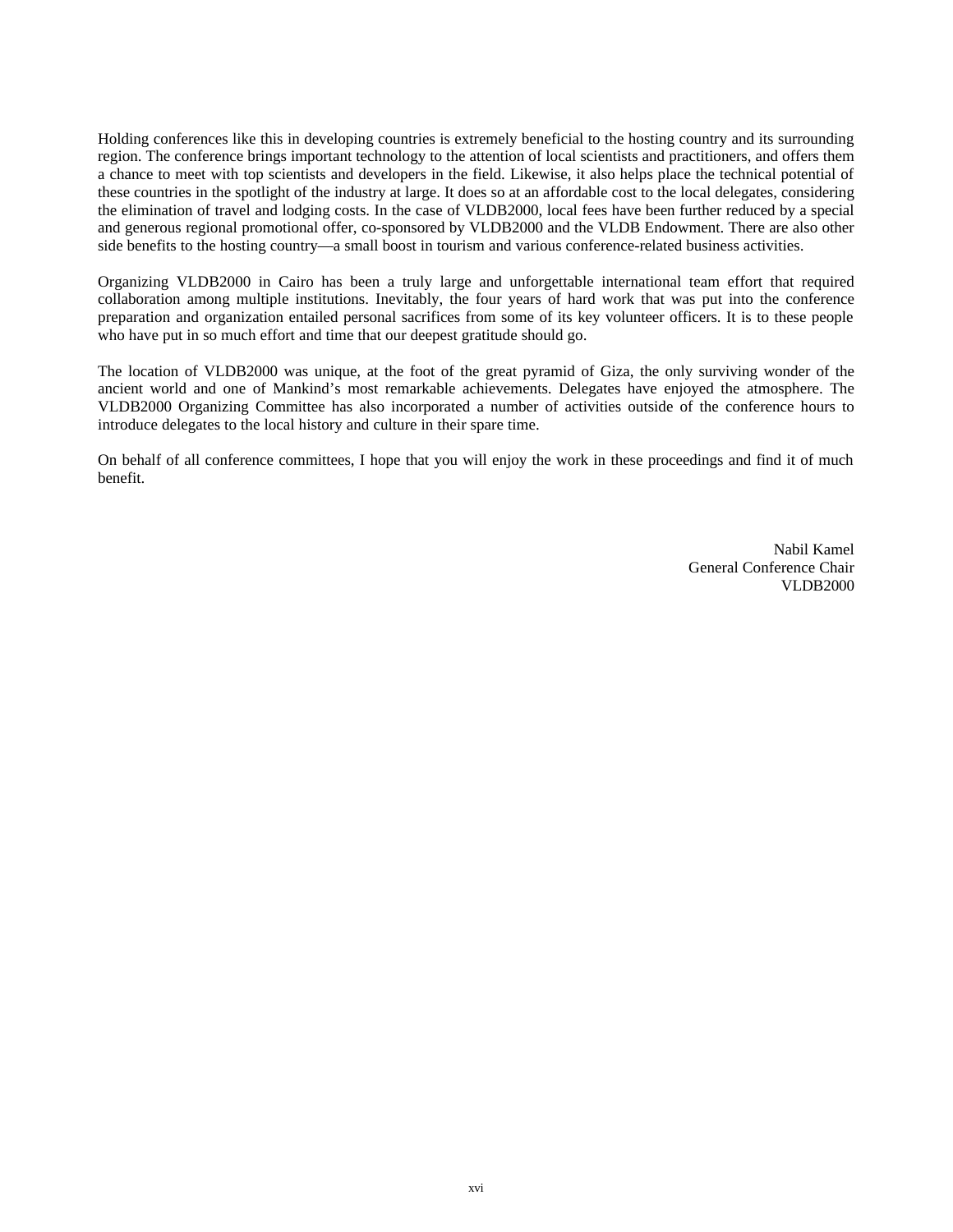Holding conferences like this in developing countries is extremely beneficial to the hosting country and its surrounding region. The conference brings important technology to the attention of local scientists and practitioners, and offers them a chance to meet with top scientists and developers in the field. Likewise, it also helps place the technical potential of these countries in the spotlight of the industry at large. It does so at an affordable cost to the local delegates, considering the elimination of travel and lodging costs. In the case of VLDB2000, local fees have been further reduced by a special and generous regional promotional offer, co-sponsored by VLDB2000 and the VLDB Endowment. There are also other side benefits to the hosting country—a small boost in tourism and various conference-related business activities.

Organizing VLDB2000 in Cairo has been a truly large and unforgettable international team effort that required collaboration among multiple institutions. Inevitably, the four years of hard work that was put into the conference preparation and organization entailed personal sacrifices from some of its key volunteer officers. It is to these people who have put in so much effort and time that our deepest gratitude should go.

The location of VLDB2000 was unique, at the foot of the great pyramid of Giza, the only surviving wonder of the ancient world and one of Mankind's most remarkable achievements. Delegates have enjoyed the atmosphere. The VLDB2000 Organizing Committee has also incorporated a number of activities outside of the conference hours to introduce delegates to the local history and culture in their spare time.

On behalf of all conference committees, I hope that you will enjoy the work in these proceedings and find it of much benefit.

Nabil Kamel  
General Conference Chair  
VLDB2000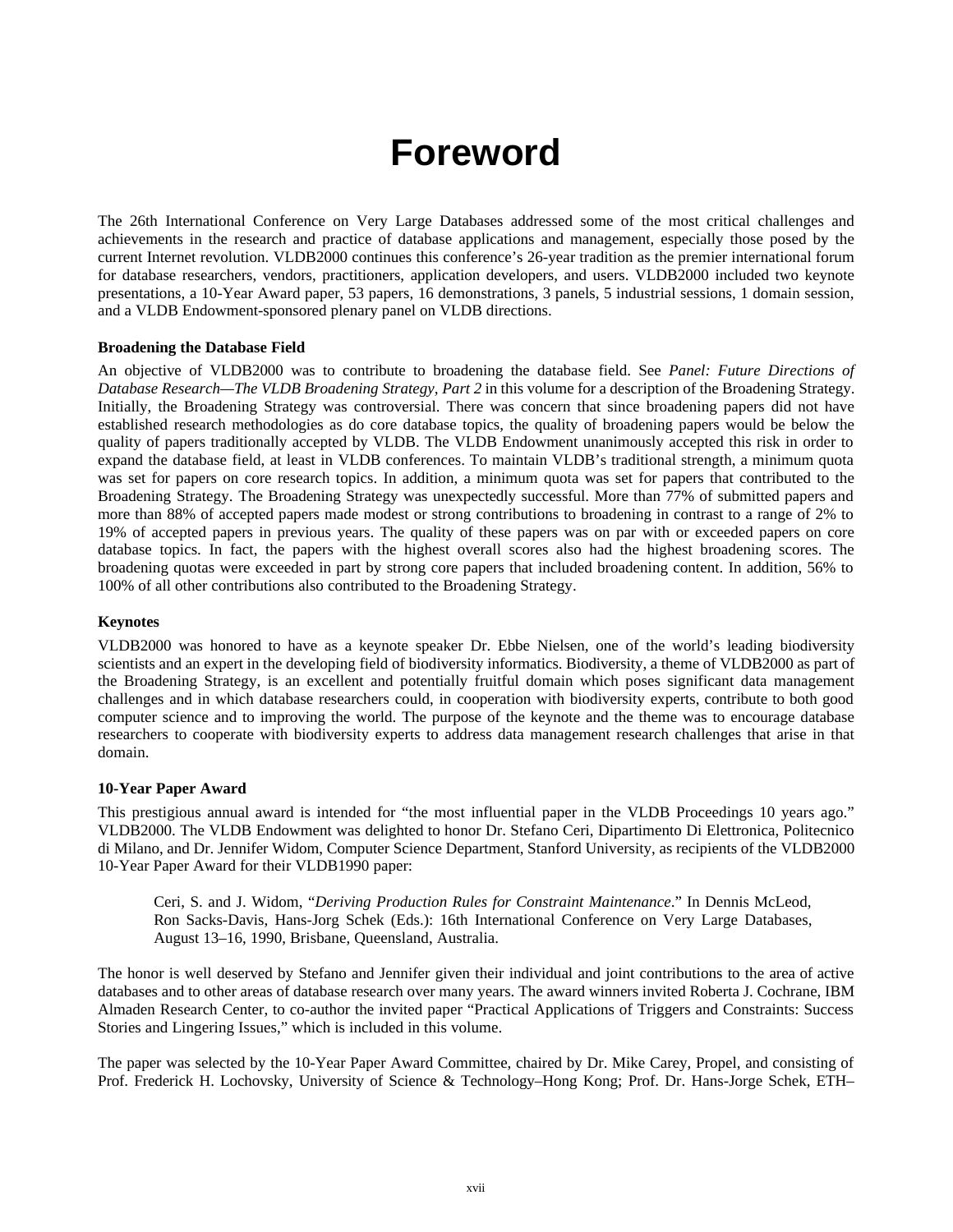# Foreword

The 26th International Conference on Very Large Databases addressed some of the most critical challenges and achievements in the research and practice of database applications and management, especially those posed by the current Internet revolution. VLDB2000 continues this conference's 26-year tradition as the premier international forum for database researchers, vendors, practitioners, application developers, and users. VLDB2000 included two keynote presentations, a 10-Year Award paper, 53 papers, 16 demonstrations, 3 panels, 5 industrial sessions, 1 domain session, and a VLDB Endowment-sponsored plenary panel on VLDB directions.

**Broadening the Database Field**

An objective of VLDB2000 was to contribute to broadening the database field. See *Panel: Future Directions of Database Research—The VLDB Broadening Strategy, Part 2* in this volume for a description of the Broadening Strategy. Initially, the Broadening Strategy was controversial. There was concern that since broadening papers did not have established research methodologies as do core database topics, the quality of broadening papers would be below the quality of papers traditionally accepted by VLDB. The VLDB Endowment unanimously accepted this risk in order to expand the database field, at least in VLDB conferences. To maintain VLDB's traditional strength, a minimum quota was set for papers on core research topics. In addition, a minimum quota was set for papers that contributed to the Broadening Strategy. The Broadening Strategy was unexpectedly successful. More than 77% of submitted papers and more than 88% of accepted papers made modest or strong contributions to broadening in contrast to a range of 2% to 19% of accepted papers in previous years. The quality of these papers was on par with or exceeded papers on core database topics. In fact, the papers with the highest overall scores also had the highest broadening scores. The broadening quotas were exceeded in part by strong core papers that included broadening content. In addition, 56% to 100% of all other contributions also contributed to the Broadening Strategy.

**Keynotes**

VLDB2000 was honored to have as a keynote speaker Dr. Ebbe Nielsen, one of the world's leading biodiversity scientists and an expert in the developing field of biodiversity informatics. Biodiversity, a theme of VLDB2000 as part of the Broadening Strategy, is an excellent and potentially fruitful domain which poses significant data management challenges and in which database researchers could, in cooperation with biodiversity experts, contribute to both good computer science and to improving the world. The purpose of the keynote and the theme was to encourage database researchers to cooperate with biodiversity experts to address data management research challenges that arise in that domain.

**10-Year Paper Award**

This prestigious annual award is intended for "the most influential paper in the VLDB Proceedings 10 years ago." VLDB2000. The VLDB Endowment was delighted to honor Dr. Stefano Ceri, Dipartimento Di Elettronica, Politecnico di Milano, and Dr. Jennifer Widom, Computer Science Department, Stanford University, as recipients of the VLDB2000 10-Year Paper Award for their VLDB1990 paper:

> Ceri, S. and J. Widom, "*Deriving Production Rules for Constraint Maintenance*." In Dennis McLeod, Ron Sacks-Davis, Hans-Jorg Schek (Eds.): 16th International Conference on Very Large Databases, August 13–16, 1990, Brisbane, Queensland, Australia.

The honor is well deserved by Stefano and Jennifer given their individual and joint contributions to the area of active databases and to other areas of database research over many years. The award winners invited Roberta J. Cochrane, IBM Almaden Research Center, to co-author the invited paper "Practical Applications of Triggers and Constraints: Success Stories and Lingering Issues," which is included in this volume.

The paper was selected by the 10-Year Paper Award Committee, chaired by Dr. Mike Carey, Propel, and consisting of Prof. Frederick H. Lochovsky, University of Science & Technology–Hong Kong; Prof. Dr. Hans-Jorge Schek, ETH–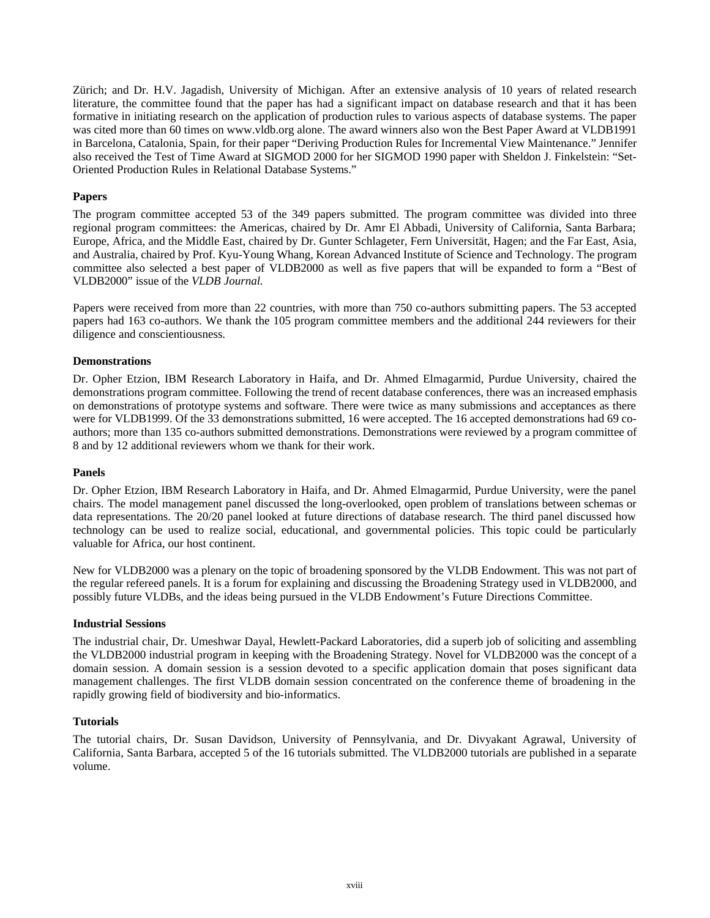Zürich; and Dr. H.V. Jagadish, University of Michigan. After an extensive analysis of 10 years of related research literature, the committee found that the paper has had a significant impact on database research and that it has been formative in initiating research on the application of production rules to various aspects of database systems. The paper was cited more than 60 times on www.vldb.org alone. The award winners also won the Best Paper Award at VLDB1991 in Barcelona, Catalonia, Spain, for their paper "Deriving Production Rules for Incremental View Maintenance." Jennifer also received the Test of Time Award at SIGMOD 2000 for her SIGMOD 1990 paper with Sheldon J. Finkelstein: "Set-Oriented Production Rules in Relational Database Systems."

### Papers

The program committee accepted 53 of the 349 papers submitted. The program committee was divided into three regional program committees: the Americas, chaired by Dr. Amr El Abbadi, University of California, Santa Barbara; Europe, Africa, and the Middle East, chaired by Dr. Gunter Schlageter, Fern Universität, Hagen; and the Far East, Asia, and Australia, chaired by Prof. Kyu-Young Whang, Korean Advanced Institute of Science and Technology. The program committee also selected a best paper of VLDB2000 as well as five papers that will be expanded to form a "Best of VLDB2000" issue of the *VLDB Journal.*

Papers were received from more than 22 countries, with more than 750 co-authors submitting papers. The 53 accepted papers had 163 co-authors. We thank the 105 program committee members and the additional 244 reviewers for their diligence and conscientiousness.

### Demonstrations

Dr. Opher Etzion, IBM Research Laboratory in Haifa, and Dr. Ahmed Elmagarmid, Purdue University, chaired the demonstrations program committee. Following the trend of recent database conferences, there was an increased emphasis on demonstrations of prototype systems and software. There were twice as many submissions and acceptances as there were for VLDB1999. Of the 33 demonstrations submitted, 16 were accepted. The 16 accepted demonstrations had 69 co-authors; more than 135 co-authors submitted demonstrations. Demonstrations were reviewed by a program committee of 8 and by 12 additional reviewers whom we thank for their work.

### Panels

Dr. Opher Etzion, IBM Research Laboratory in Haifa, and Dr. Ahmed Elmagarmid, Purdue University, were the panel chairs. The model management panel discussed the long-overlooked, open problem of translations between schemas or data representations. The 20/20 panel looked at future directions of database research. The third panel discussed how technology can be used to realize social, educational, and governmental policies. This topic could be particularly valuable for Africa, our host continent.

New for VLDB2000 was a plenary on the topic of broadening sponsored by the VLDB Endowment. This was not part of the regular refereed panels. It is a forum for explaining and discussing the Broadening Strategy used in VLDB2000, and possibly future VLDBs, and the ideas being pursued in the VLDB Endowment's Future Directions Committee.

### Industrial Sessions

The industrial chair, Dr. Umeshwar Dayal, Hewlett-Packard Laboratories, did a superb job of soliciting and assembling the VLDB2000 industrial program in keeping with the Broadening Strategy. Novel for VLDB2000 was the concept of a domain session. A domain session is a session devoted to a specific application domain that poses significant data management challenges. The first VLDB domain session concentrated on the conference theme of broadening in the rapidly growing field of biodiversity and bio-informatics.

### Tutorials

The tutorial chairs, Dr. Susan Davidson, University of Pennsylvania, and Dr. Divyakant Agrawal, University of California, Santa Barbara, accepted 5 of the 16 tutorials submitted. The VLDB2000 tutorials are published in a separate volume.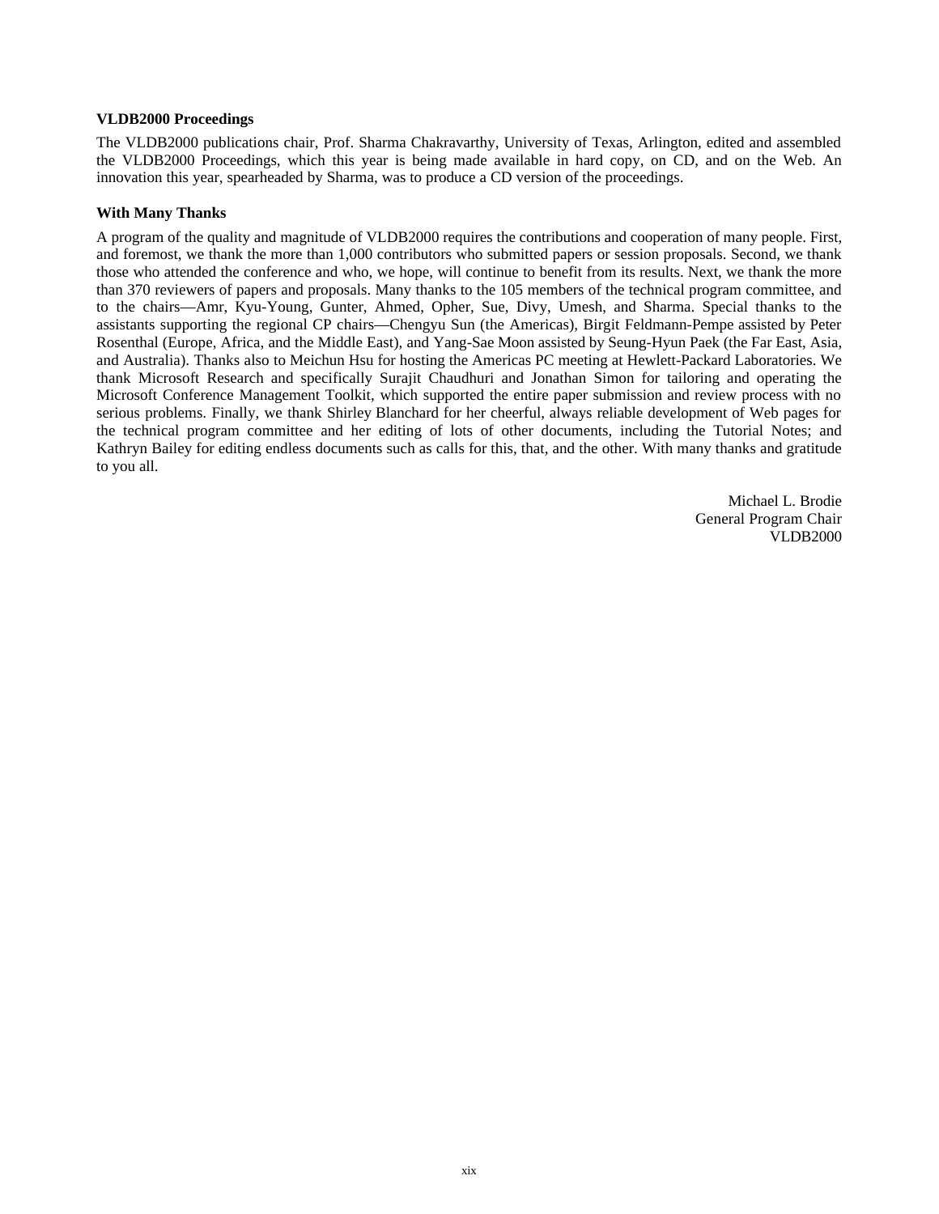**VLDB2000 Proceedings**

The VLDB2000 publications chair, Prof. Sharma Chakravarthy, University of Texas, Arlington, edited and assembled the VLDB2000 Proceedings, which this year is being made available in hard copy, on CD, and on the Web. An innovation this year, spearheaded by Sharma, was to produce a CD version of the proceedings.

**With Many Thanks**

A program of the quality and magnitude of VLDB2000 requires the contributions and cooperation of many people. First, and foremost, we thank the more than 1,000 contributors who submitted papers or session proposals. Second, we thank those who attended the conference and who, we hope, will continue to benefit from its results. Next, we thank the more than 370 reviewers of papers and proposals. Many thanks to the 105 members of the technical program committee, and to the chairs—Amr, Kyu-Young, Gunter, Ahmed, Opher, Sue, Divy, Umesh, and Sharma. Special thanks to the assistants supporting the regional CP chairs—Chengyu Sun (the Americas), Birgit Feldmann-Pempe assisted by Peter Rosenthal (Europe, Africa, and the Middle East), and Yang-Sae Moon assisted by Seung-Hyun Paek (the Far East, Asia, and Australia). Thanks also to Meichun Hsu for hosting the Americas PC meeting at Hewlett-Packard Laboratories. We thank Microsoft Research and specifically Surajit Chaudhuri and Jonathan Simon for tailoring and operating the Microsoft Conference Management Toolkit, which supported the entire paper submission and review process with no serious problems. Finally, we thank Shirley Blanchard for her cheerful, always reliable development of Web pages for the technical program committee and her editing of lots of other documents, including the Tutorial Notes; and Kathryn Bailey for editing endless documents such as calls for this, that, and the other. With many thanks and gratitude to you all.

Michael L. Brodie
General Program Chair
VLDB2000